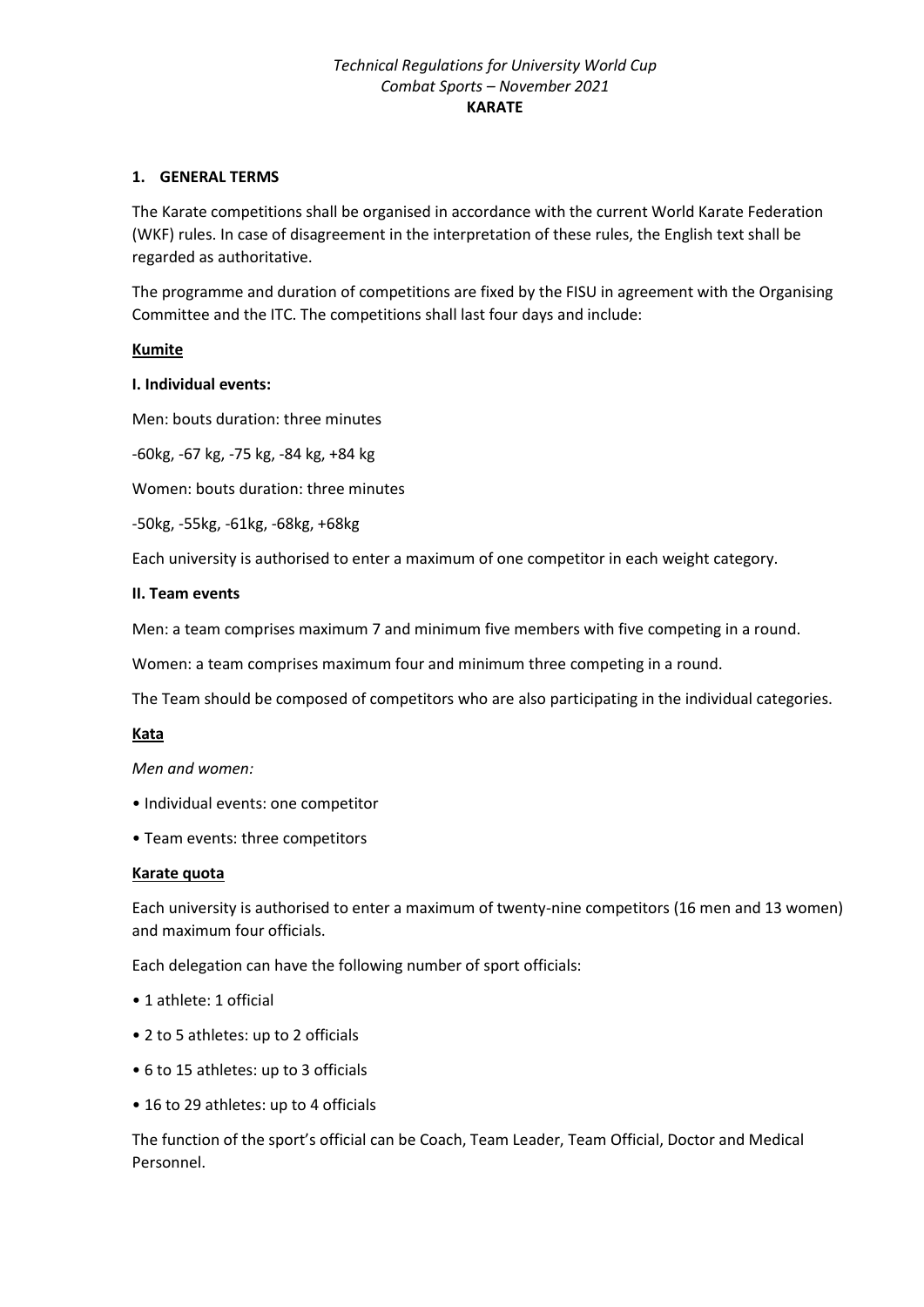*Technical Regulations for University World Cup*
*Combat Sports – November 2021*
**KARATE**

## 1. GENERAL TERMS

The Karate competitions shall be organised in accordance with the current World Karate Federation (WKF) rules. In case of disagreement in the interpretation of these rules, the English text shall be regarded as authoritative.

The programme and duration of competitions are fixed by the FISU in agreement with the Organising Committee and the ITC. The competitions shall last four days and include:

**Kumite**

**I. Individual events:**

Men: bouts duration: three minutes

-60kg, -67 kg, -75 kg, -84 kg, +84 kg

Women: bouts duration: three minutes

-50kg, -55kg, -61kg, -68kg, +68kg

Each university is authorised to enter a maximum of one competitor in each weight category.

**II. Team events**

Men: a team comprises maximum 7 and minimum five members with five competing in a round.

Women: a team comprises maximum four and minimum three competing in a round.

The Team should be composed of competitors who are also participating in the individual categories.

**Kata**

*Men and women:*

- Individual events: one competitor
- Team events: three competitors

**Karate quota**

Each university is authorised to enter a maximum of twenty-nine competitors (16 men and 13 women) and maximum four officials.

Each delegation can have the following number of sport officials:

- 1 athlete: 1 official
- 2 to 5 athletes: up to 2 officials
- 6 to 15 athletes: up to 3 officials
- 16 to 29 athletes: up to 4 officials

The function of the sport's official can be Coach, Team Leader, Team Official, Doctor and Medical Personnel.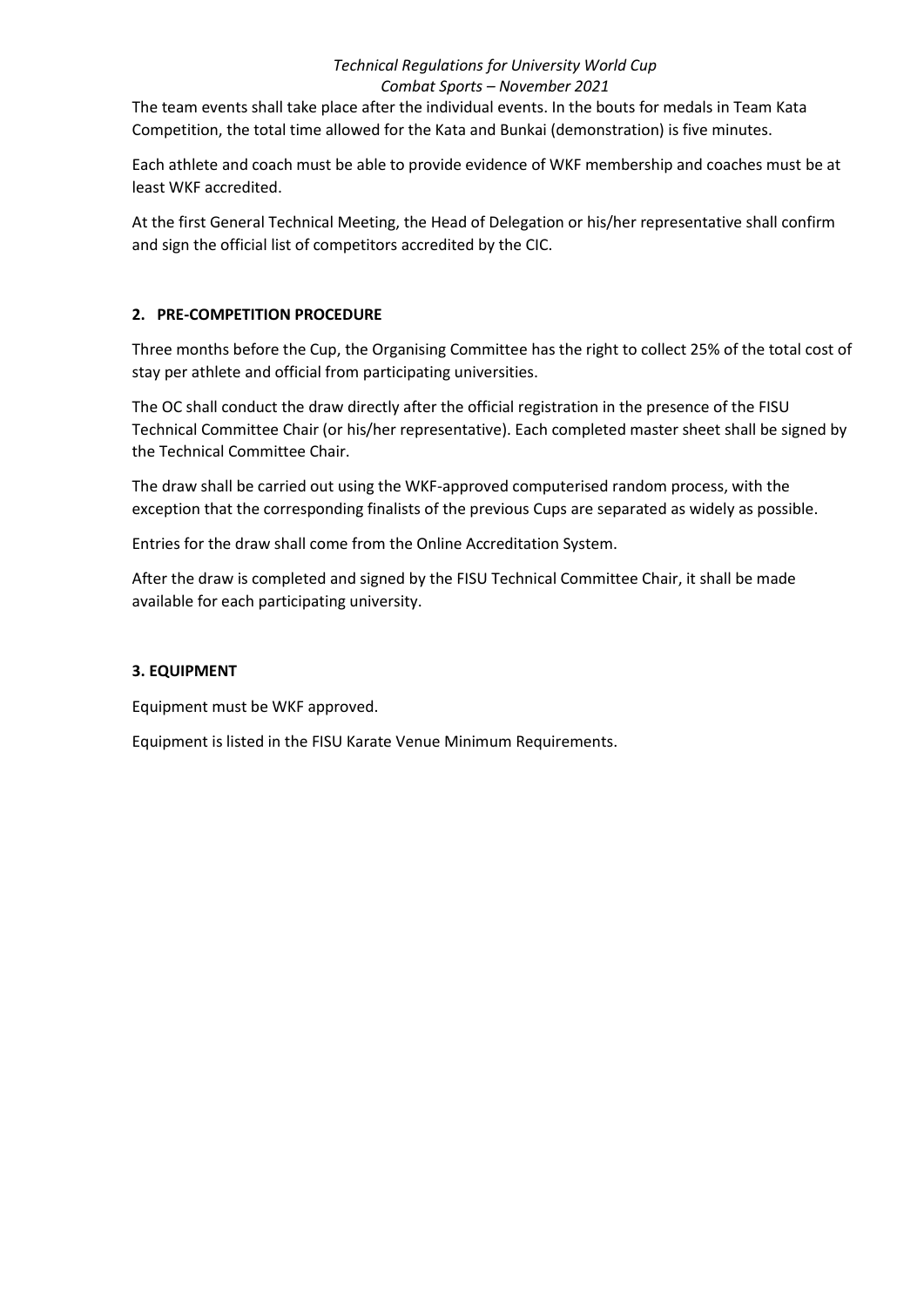The team events shall take place after the individual events. In the bouts for medals in Team Kata Competition, the total time allowed for the Kata and Bunkai (demonstration) is five minutes.

Each athlete and coach must be able to provide evidence of WKF membership and coaches must be at least WKF accredited.

At the first General Technical Meeting, the Head of Delegation or his/her representative shall confirm and sign the official list of competitors accredited by the CIC.

## 2. PRE-COMPETITION PROCEDURE

Three months before the Cup, the Organising Committee has the right to collect 25% of the total cost of stay per athlete and official from participating universities.

The OC shall conduct the draw directly after the official registration in the presence of the FISU Technical Committee Chair (or his/her representative). Each completed master sheet shall be signed by the Technical Committee Chair.

The draw shall be carried out using the WKF-approved computerised random process, with the exception that the corresponding finalists of the previous Cups are separated as widely as possible.

Entries for the draw shall come from the Online Accreditation System.

After the draw is completed and signed by the FISU Technical Committee Chair, it shall be made available for each participating university.

## 3. EQUIPMENT

Equipment must be WKF approved.

Equipment is listed in the FISU Karate Venue Minimum Requirements.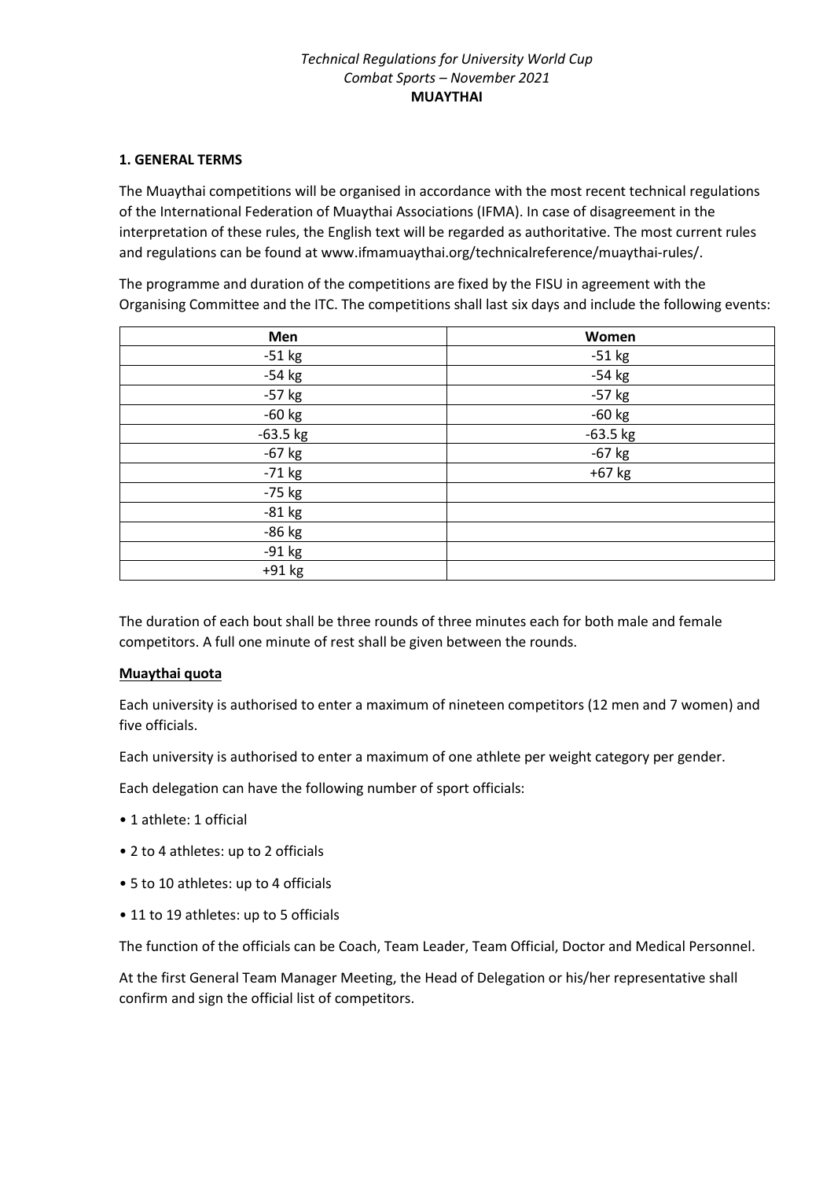*Technical Regulations for University World Cup*
*Combat Sports – November 2021*
**MUAYTHAI**

## 1. GENERAL TERMS

The Muaythai competitions will be organised in accordance with the most recent technical regulations of the International Federation of Muaythai Associations (IFMA). In case of disagreement in the interpretation of these rules, the English text will be regarded as authoritative. The most current rules and regulations can be found at www.ifmamuaythai.org/technicalreference/muaythai-rules/.

The programme and duration of the competitions are fixed by the FISU in agreement with the Organising Committee and the ITC. The competitions shall last six days and include the following events:

| Men | Women |
|---|---|
| -51 kg | -51 kg |
| -54 kg | -54 kg |
| -57 kg | -57 kg |
| -60 kg | -60 kg |
| -63.5 kg | -63.5 kg |
| -67 kg | -67 kg |
| -71 kg | +67 kg |
| -75 kg | |
| -81 kg | |
| -86 kg | |
| -91 kg | |
| +91 kg | |

The duration of each bout shall be three rounds of three minutes each for both male and female competitors. A full one minute of rest shall be given between the rounds.

**Muaythai quota**

Each university is authorised to enter a maximum of nineteen competitors (12 men and 7 women) and five officials.

Each university is authorised to enter a maximum of one athlete per weight category per gender.

Each delegation can have the following number of sport officials:

- 1 athlete: 1 official
- 2 to 4 athletes: up to 2 officials
- 5 to 10 athletes: up to 4 officials
- 11 to 19 athletes: up to 5 officials

The function of the officials can be Coach, Team Leader, Team Official, Doctor and Medical Personnel.

At the first General Team Manager Meeting, the Head of Delegation or his/her representative shall confirm and sign the official list of competitors.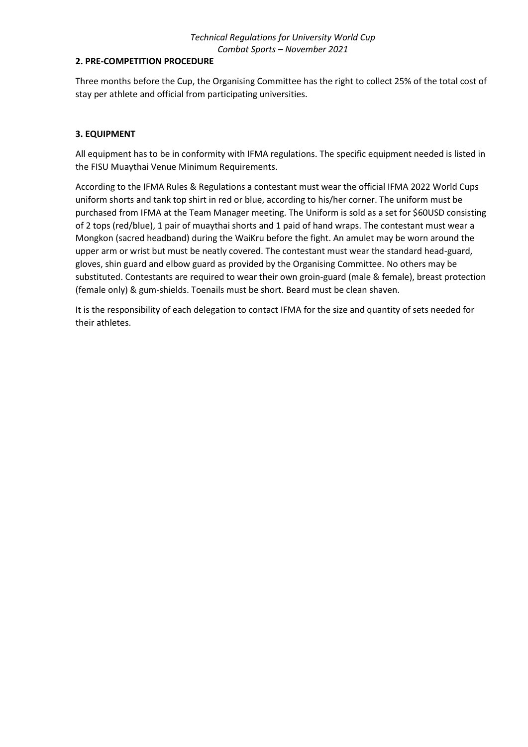## 2. PRE-COMPETITION PROCEDURE

Three months before the Cup, the Organising Committee has the right to collect 25% of the total cost of stay per athlete and official from participating universities.

## 3. EQUIPMENT

All equipment has to be in conformity with IFMA regulations. The specific equipment needed is listed in the FISU Muaythai Venue Minimum Requirements.

According to the IFMA Rules & Regulations a contestant must wear the official IFMA 2022 World Cups uniform shorts and tank top shirt in red or blue, according to his/her corner. The uniform must be purchased from IFMA at the Team Manager meeting. The Uniform is sold as a set for $60USD consisting of 2 tops (red/blue), 1 pair of muaythai shorts and 1 paid of hand wraps. The contestant must wear a Mongkon (sacred headband) during the WaiKru before the fight. An amulet may be worn around the upper arm or wrist but must be neatly covered. The contestant must wear the standard head-guard, gloves, shin guard and elbow guard as provided by the Organising Committee. No others may be substituted. Contestants are required to wear their own groin-guard (male & female), breast protection (female only) & gum-shields. Toenails must be short. Beard must be clean shaven.

It is the responsibility of each delegation to contact IFMA for the size and quantity of sets needed for their athletes.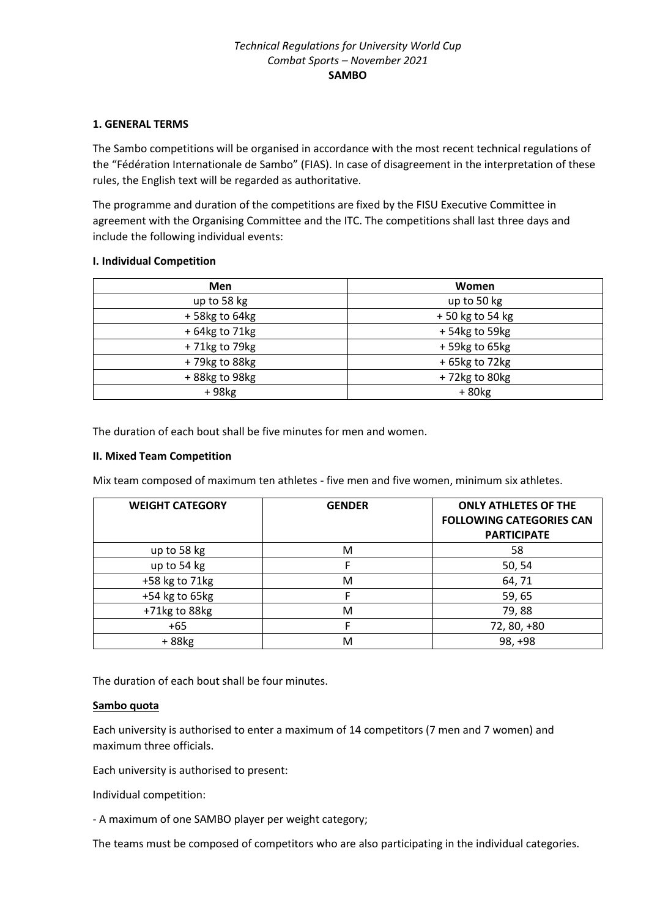*Technical Regulations for University World Cup*
*Combat Sports – November 2021*
**SAMBO**

**1. GENERAL TERMS**

The Sambo competitions will be organised in accordance with the most recent technical regulations of the "Fédération Internationale de Sambo" (FIAS). In case of disagreement in the interpretation of these rules, the English text will be regarded as authoritative.

The programme and duration of the competitions are fixed by the FISU Executive Committee in agreement with the Organising Committee and the ITC. The competitions shall last three days and include the following individual events:

**I. Individual Competition**

| Men | Women |
|---|---|
| up to 58 kg | up to 50 kg |
| + 58kg to 64kg | + 50 kg to 54 kg |
| + 64kg to 71kg | + 54kg to 59kg |
| + 71kg to 79kg | + 59kg to 65kg |
| + 79kg to 88kg | + 65kg to 72kg |
| + 88kg to 98kg | + 72kg to 80kg |
| + 98kg | + 80kg |

The duration of each bout shall be five minutes for men and women.

**II. Mixed Team Competition**

Mix team composed of maximum ten athletes - five men and five women, minimum six athletes.

| WEIGHT CATEGORY | GENDER | ONLY ATHLETES OF THE FOLLOWING CATEGORIES CAN PARTICIPATE |
|---|---|---|
| up to 58 kg | M | 58 |
| up to 54 kg | F | 50, 54 |
| +58 kg to 71kg | M | 64, 71 |
| +54 kg to 65kg | F | 59, 65 |
| +71kg to 88kg | M | 79, 88 |
| +65 | F | 72, 80, +80 |
| + 88kg | M | 98, +98 |

The duration of each bout shall be four minutes.

**Sambo quota**

Each university is authorised to enter a maximum of 14 competitors (7 men and 7 women) and maximum three officials.

Each university is authorised to present:

Individual competition:

- A maximum of one SAMBO player per weight category;

The teams must be composed of competitors who are also participating in the individual categories.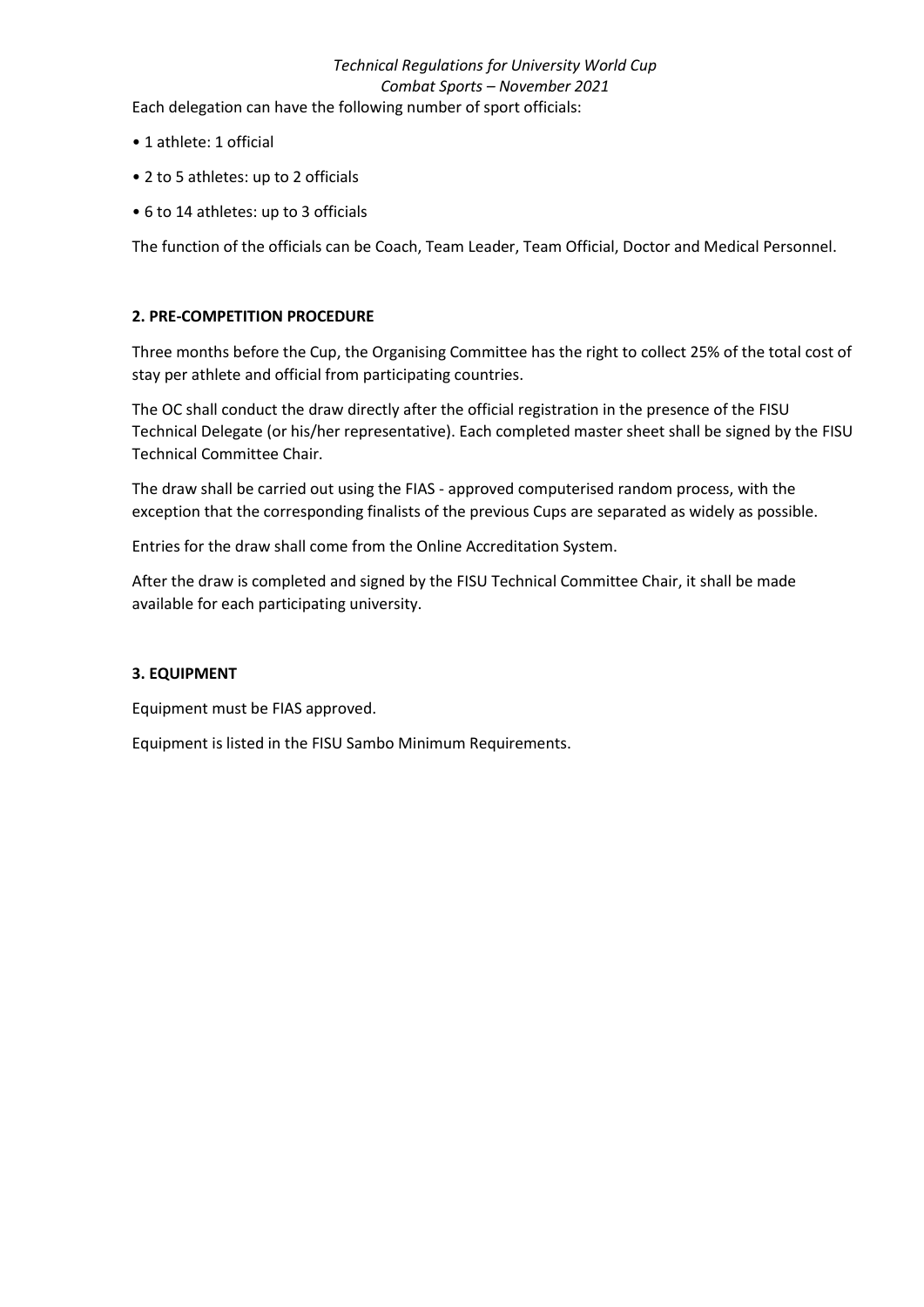Each delegation can have the following number of sport officials:

- 1 athlete: 1 official
- 2 to 5 athletes: up to 2 officials
- 6 to 14 athletes: up to 3 officials

The function of the officials can be Coach, Team Leader, Team Official, Doctor and Medical Personnel.

## 2. PRE-COMPETITION PROCEDURE

Three months before the Cup, the Organising Committee has the right to collect 25% of the total cost of stay per athlete and official from participating countries.

The OC shall conduct the draw directly after the official registration in the presence of the FISU Technical Delegate (or his/her representative). Each completed master sheet shall be signed by the FISU Technical Committee Chair.

The draw shall be carried out using the FIAS - approved computerised random process, with the exception that the corresponding finalists of the previous Cups are separated as widely as possible.

Entries for the draw shall come from the Online Accreditation System.

After the draw is completed and signed by the FISU Technical Committee Chair, it shall be made available for each participating university.

## 3. EQUIPMENT

Equipment must be FIAS approved.

Equipment is listed in the FISU Sambo Minimum Requirements.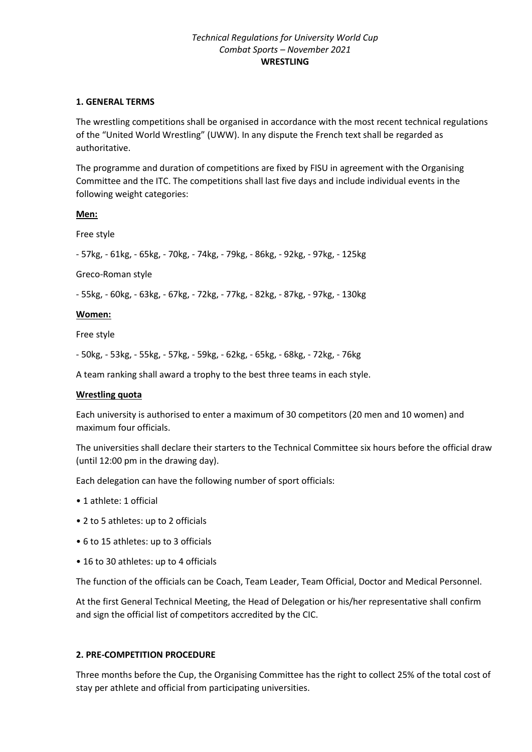*Technical Regulations for University World Cup*
*Combat Sports – November 2021*
**WRESTLING**

## 1. GENERAL TERMS

The wrestling competitions shall be organised in accordance with the most recent technical regulations of the "United World Wrestling" (UWW). In any dispute the French text shall be regarded as authoritative.

The programme and duration of competitions are fixed by FISU in agreement with the Organising Committee and the ITC. The competitions shall last five days and include individual events in the following weight categories:

**Men:**

Free style

- 57kg, - 61kg, - 65kg, - 70kg, - 74kg, - 79kg, - 86kg, - 92kg, - 97kg, - 125kg

Greco-Roman style

- 55kg, - 60kg, - 63kg, - 67kg, - 72kg, - 77kg, - 82kg, - 87kg, - 97kg, - 130kg

**Women:**

Free style

- 50kg, - 53kg, - 55kg, - 57kg, - 59kg, - 62kg, - 65kg, - 68kg, - 72kg, - 76kg

A team ranking shall award a trophy to the best three teams in each style.

**Wrestling quota**

Each university is authorised to enter a maximum of 30 competitors (20 men and 10 women) and maximum four officials.

The universities shall declare their starters to the Technical Committee six hours before the official draw (until 12:00 pm in the drawing day).

Each delegation can have the following number of sport officials:

- 1 athlete: 1 official
- 2 to 5 athletes: up to 2 officials
- 6 to 15 athletes: up to 3 officials
- 16 to 30 athletes: up to 4 officials

The function of the officials can be Coach, Team Leader, Team Official, Doctor and Medical Personnel.

At the first General Technical Meeting, the Head of Delegation or his/her representative shall confirm and sign the official list of competitors accredited by the CIC.

## 2. PRE-COMPETITION PROCEDURE

Three months before the Cup, the Organising Committee has the right to collect 25% of the total cost of stay per athlete and official from participating universities.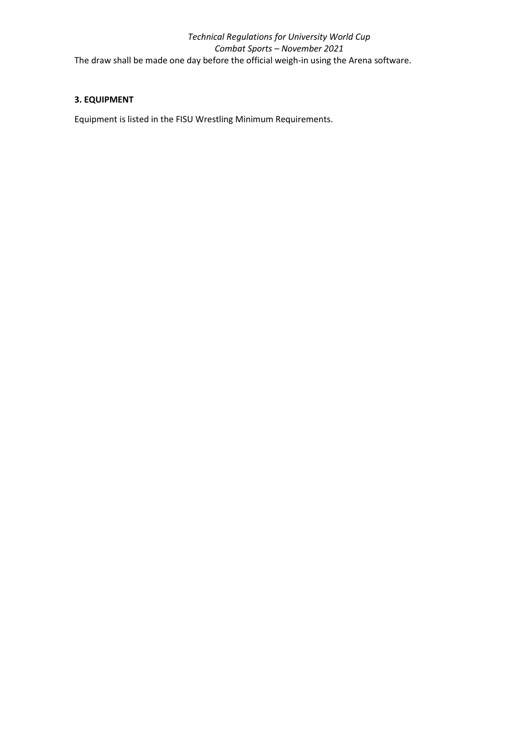The draw shall be made one day before the official weigh-in using the Arena software.

## 3. EQUIPMENT

Equipment is listed in the FISU Wrestling Minimum Requirements.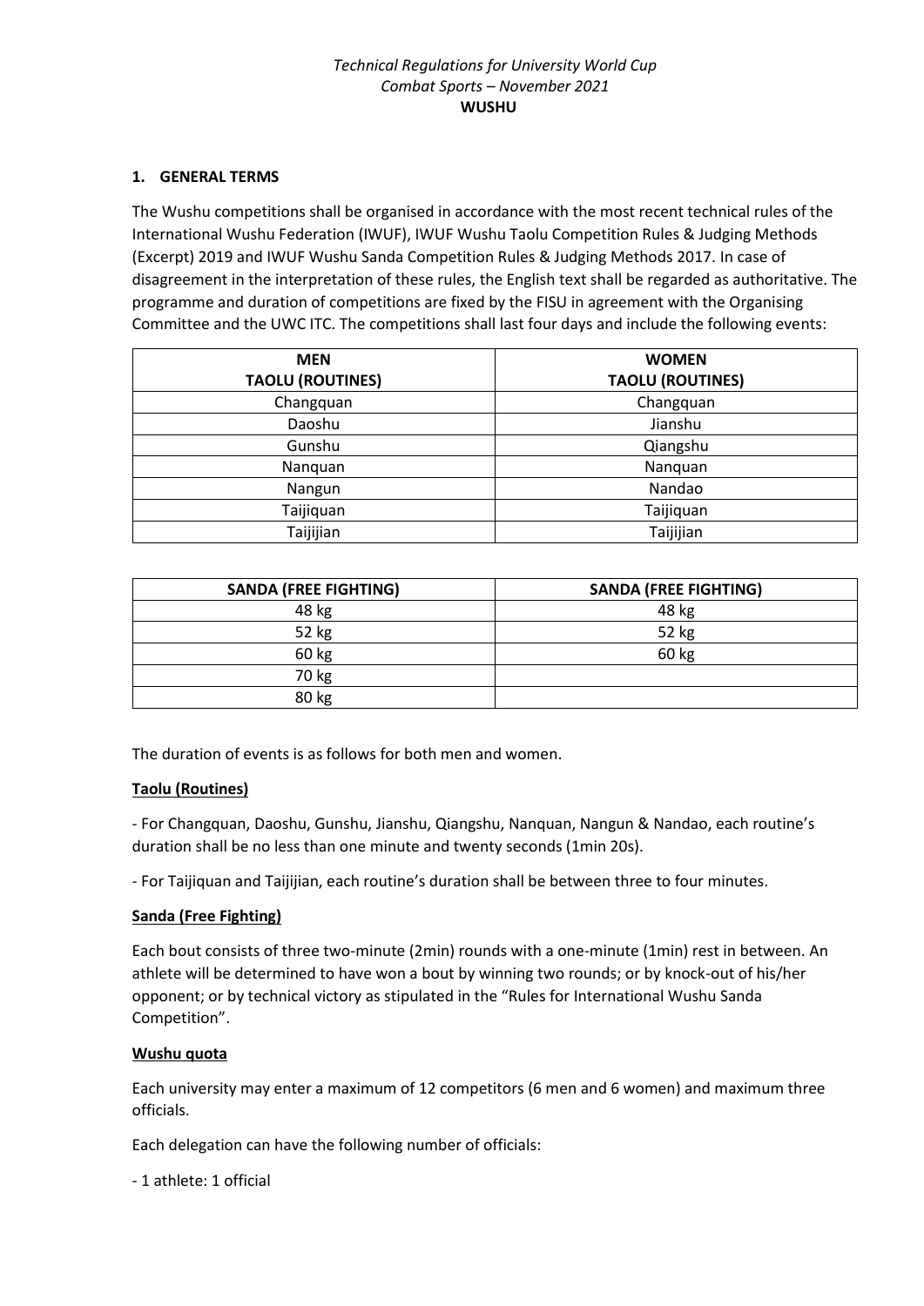*Technical Regulations for University World Cup*
*Combat Sports – November 2021*
**WUSHU**

## 1. GENERAL TERMS

The Wushu competitions shall be organised in accordance with the most recent technical rules of the International Wushu Federation (IWUF), IWUF Wushu Taolu Competition Rules & Judging Methods (Excerpt) 2019 and IWUF Wushu Sanda Competition Rules & Judging Methods 2017. In case of disagreement in the interpretation of these rules, the English text shall be regarded as authoritative. The programme and duration of competitions are fixed by the FISU in agreement with the Organising Committee and the UWC ITC. The competitions shall last four days and include the following events:

| MEN<br>TAOLU (ROUTINES) | WOMEN<br>TAOLU (ROUTINES) |
|---|---|
| Changquan | Changquan |
| Daoshu | Jianshu |
| Gunshu | Qiangshu |
| Nanquan | Nanquan |
| Nangun | Nandao |
| Taijiquan | Taijiquan |
| Taijijian | Taijijian |

| SANDA (FREE FIGHTING) | SANDA (FREE FIGHTING) |
|---|---|
| 48 kg | 48 kg |
| 52 kg | 52 kg |
| 60 kg | 60 kg |
| 70 kg | |
| 80 kg | |

The duration of events is as follows for both men and women.

**Taolu (Routines)**

- For Changquan, Daoshu, Gunshu, Jianshu, Qiangshu, Nanquan, Nangun & Nandao, each routine's duration shall be no less than one minute and twenty seconds (1min 20s).

- For Taijiquan and Taijijian, each routine's duration shall be between three to four minutes.

**Sanda (Free Fighting)**

Each bout consists of three two-minute (2min) rounds with a one-minute (1min) rest in between. An athlete will be determined to have won a bout by winning two rounds; or by knock-out of his/her opponent; or by technical victory as stipulated in the "Rules for International Wushu Sanda Competition".

**Wushu quota**

Each university may enter a maximum of 12 competitors (6 men and 6 women) and maximum three officials.

Each delegation can have the following number of officials:

- 1 athlete: 1 official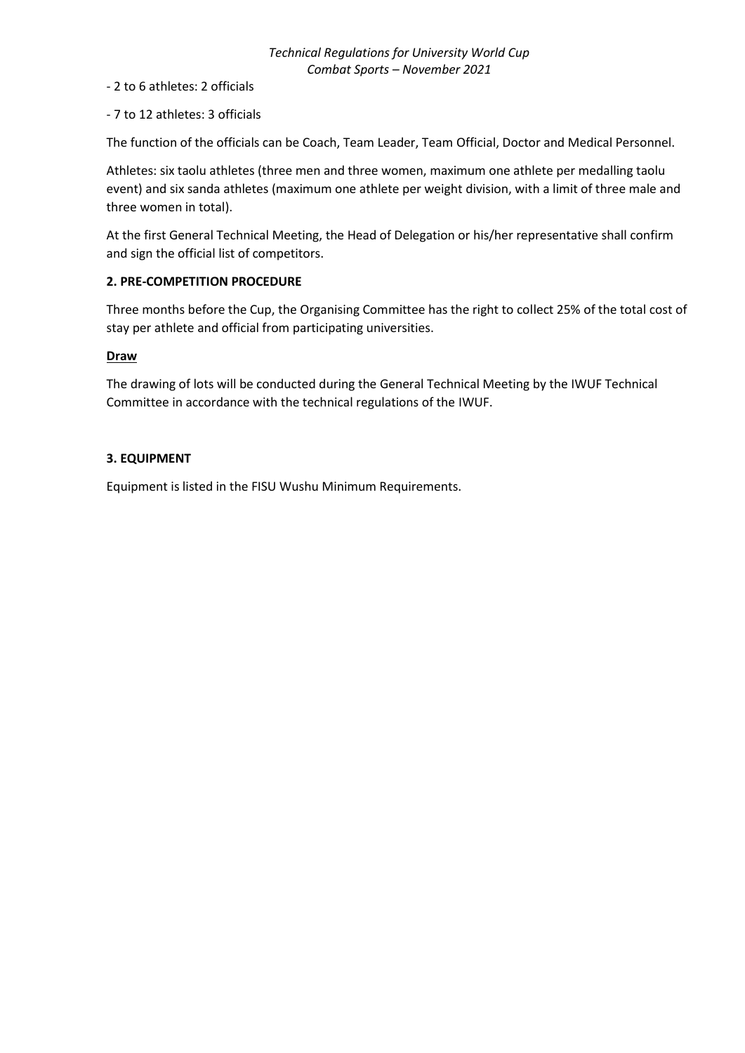- 2 to 6 athletes: 2 officials

- 7 to 12 athletes: 3 officials

The function of the officials can be Coach, Team Leader, Team Official, Doctor and Medical Personnel.

Athletes: six taolu athletes (three men and three women, maximum one athlete per medalling taolu event) and six sanda athletes (maximum one athlete per weight division, with a limit of three male and three women in total).

At the first General Technical Meeting, the Head of Delegation or his/her representative shall confirm and sign the official list of competitors.

### 2. PRE-COMPETITION PROCEDURE

Three months before the Cup, the Organising Committee has the right to collect 25% of the total cost of stay per athlete and official from participating universities.

**Draw**

The drawing of lots will be conducted during the General Technical Meeting by the IWUF Technical Committee in accordance with the technical regulations of the IWUF.

### 3. EQUIPMENT

Equipment is listed in the FISU Wushu Minimum Requirements.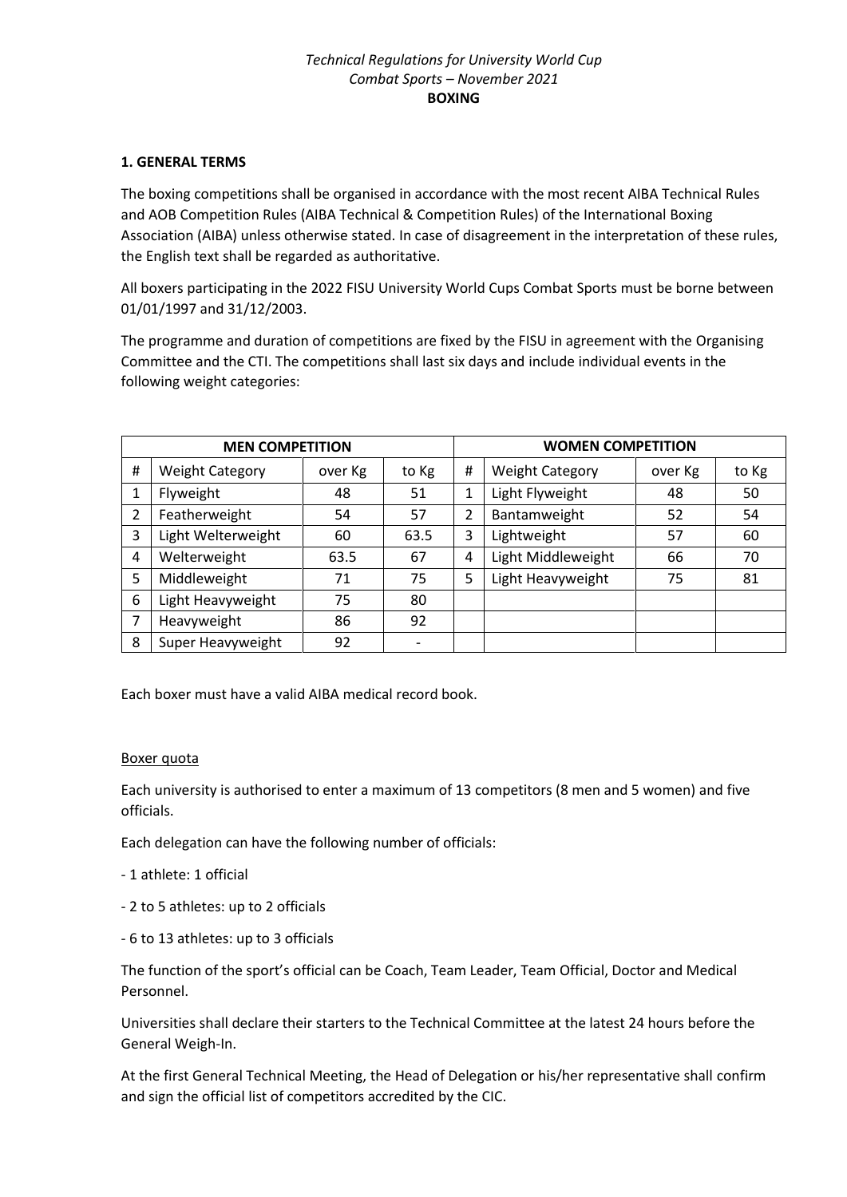*Technical Regulations for University World Cup*
*Combat Sports – November 2021*
**BOXING**

## 1. GENERAL TERMS

The boxing competitions shall be organised in accordance with the most recent AIBA Technical Rules and AOB Competition Rules (AIBA Technical & Competition Rules) of the International Boxing Association (AIBA) unless otherwise stated. In case of disagreement in the interpretation of these rules, the English text shall be regarded as authoritative.

All boxers participating in the 2022 FISU University World Cups Combat Sports must be borne between 01/01/1997 and 31/12/2003.

The programme and duration of competitions are fixed by the FISU in agreement with the Organising Committee and the CTI. The competitions shall last six days and include individual events in the following weight categories:

| MEN COMPETITION | | | | WOMEN COMPETITION | | | |
|---|---|---|---|---|---|---|---|
| # | Weight Category | over Kg | to Kg | # | Weight Category | over Kg | to Kg |
| 1 | Flyweight | 48 | 51 | 1 | Light Flyweight | 48 | 50 |
| 2 | Featherweight | 54 | 57 | 2 | Bantamweight | 52 | 54 |
| 3 | Light Welterweight | 60 | 63.5 | 3 | Lightweight | 57 | 60 |
| 4 | Welterweight | 63.5 | 67 | 4 | Light Middleweight | 66 | 70 |
| 5 | Middleweight | 71 | 75 | 5 | Light Heavyweight | 75 | 81 |
| 6 | Light Heavyweight | 75 | 80 | | | | |
| 7 | Heavyweight | 86 | 92 | | | | |
| 8 | Super Heavyweight | 92 | - | | | | |

Each boxer must have a valid AIBA medical record book.

<u>Boxer quota</u>

Each university is authorised to enter a maximum of 13 competitors (8 men and 5 women) and five officials.

Each delegation can have the following number of officials:

- 1 athlete: 1 official
- 2 to 5 athletes: up to 2 officials
- 6 to 13 athletes: up to 3 officials

The function of the sport's official can be Coach, Team Leader, Team Official, Doctor and Medical Personnel.

Universities shall declare their starters to the Technical Committee at the latest 24 hours before the General Weigh-In.

At the first General Technical Meeting, the Head of Delegation or his/her representative shall confirm and sign the official list of competitors accredited by the CIC.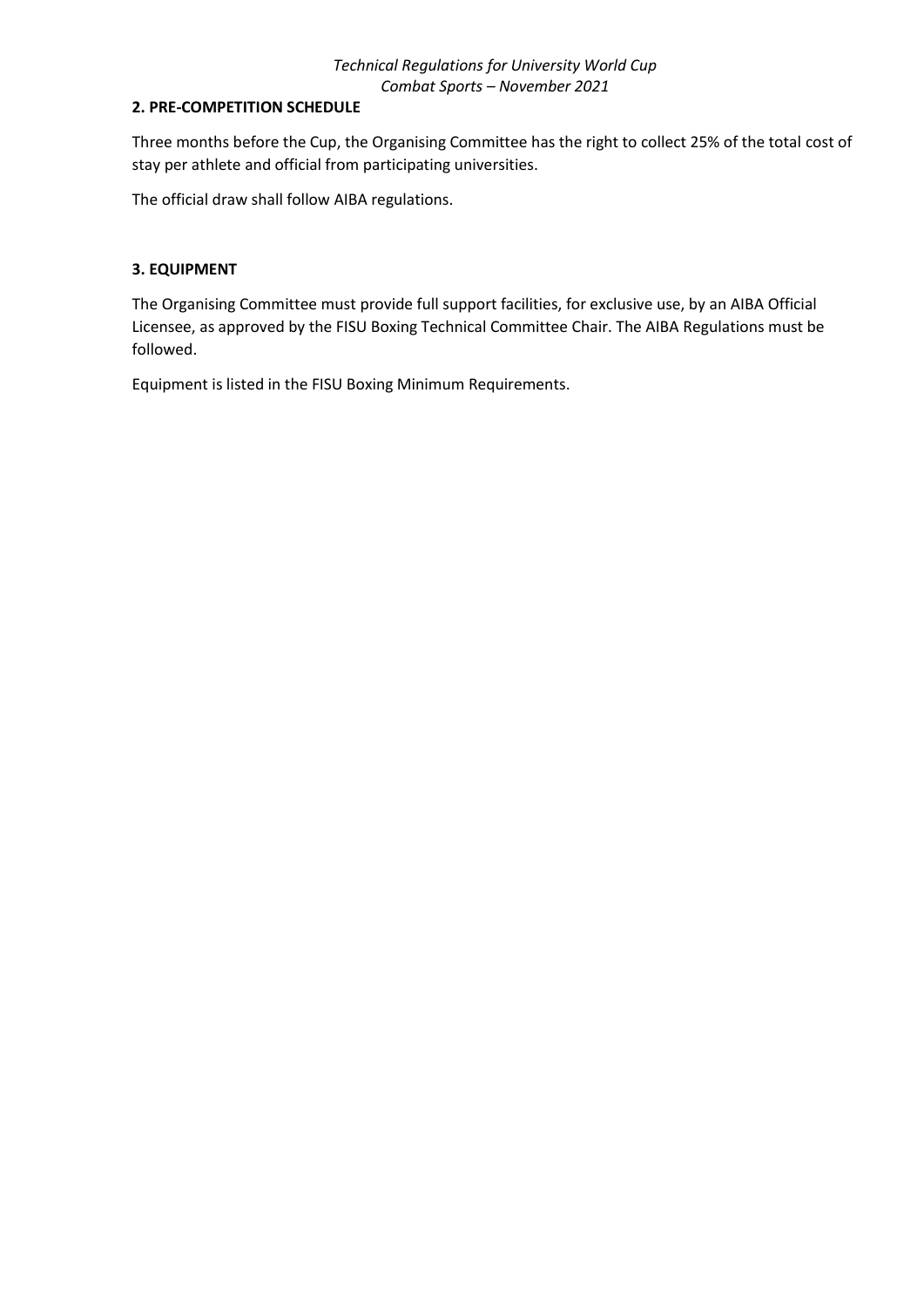## 2. PRE-COMPETITION SCHEDULE

Three months before the Cup, the Organising Committee has the right to collect 25% of the total cost of stay per athlete and official from participating universities.

The official draw shall follow AIBA regulations.

## 3. EQUIPMENT

The Organising Committee must provide full support facilities, for exclusive use, by an AIBA Official Licensee, as approved by the FISU Boxing Technical Committee Chair. The AIBA Regulations must be followed.

Equipment is listed in the FISU Boxing Minimum Requirements.